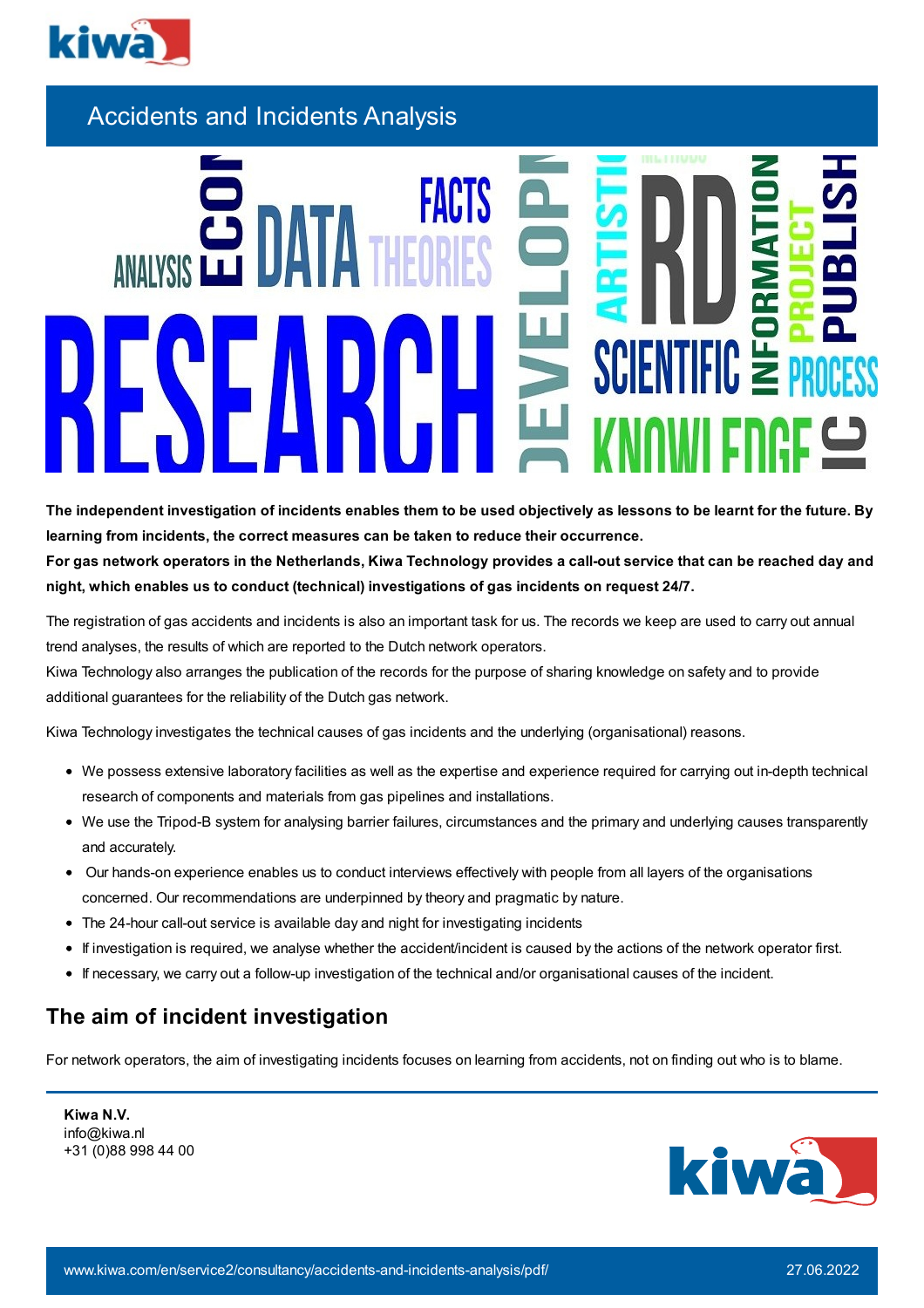# Accidents and Incidents Analysis

**The independent investigation of incidents enables them to be used objectively as lessons to be learnt for the future. By learning from incidents, the correct measures can be taken to reduce their occurrence.**
**For gas network operators in the Netherlands, Kiwa Technology provides a call-out service that can be reached day and night, which enables us to conduct (technical) investigations of gas incidents on request 24/7.**

The registration of gas accidents and incidents is also an important task for us. The records we keep are used to carry out annual trend analyses, the results of which are reported to the Dutch network operators.
Kiwa Technology also arranges the publication of the records for the purpose of sharing knowledge on safety and to provide additional guarantees for the reliability of the Dutch gas network.

Kiwa Technology investigates the technical causes of gas incidents and the underlying (organisational) reasons.

- We possess extensive laboratory facilities as well as the expertise and experience required for carrying out in-depth technical research of components and materials from gas pipelines and installations.
- We use the Tripod-B system for analysing barrier failures, circumstances and the primary and underlying causes transparently and accurately.
- Our hands-on experience enables us to conduct interviews effectively with people from all layers of the organisations concerned. Our recommendations are underpinned by theory and pragmatic by nature.
- The 24-hour call-out service is available day and night for investigating incidents
- If investigation is required, we analyse whether the accident/incident is caused by the actions of the network operator first.
- If necessary, we carry out a follow-up investigation of the technical and/or organisational causes of the incident.

## The aim of incident investigation

For network operators, the aim of investigating incidents focuses on learning from accidents, not on finding out who is to blame.

**Kiwa N.V.**
info@kiwa.nl
+31 (0)88 998 44 00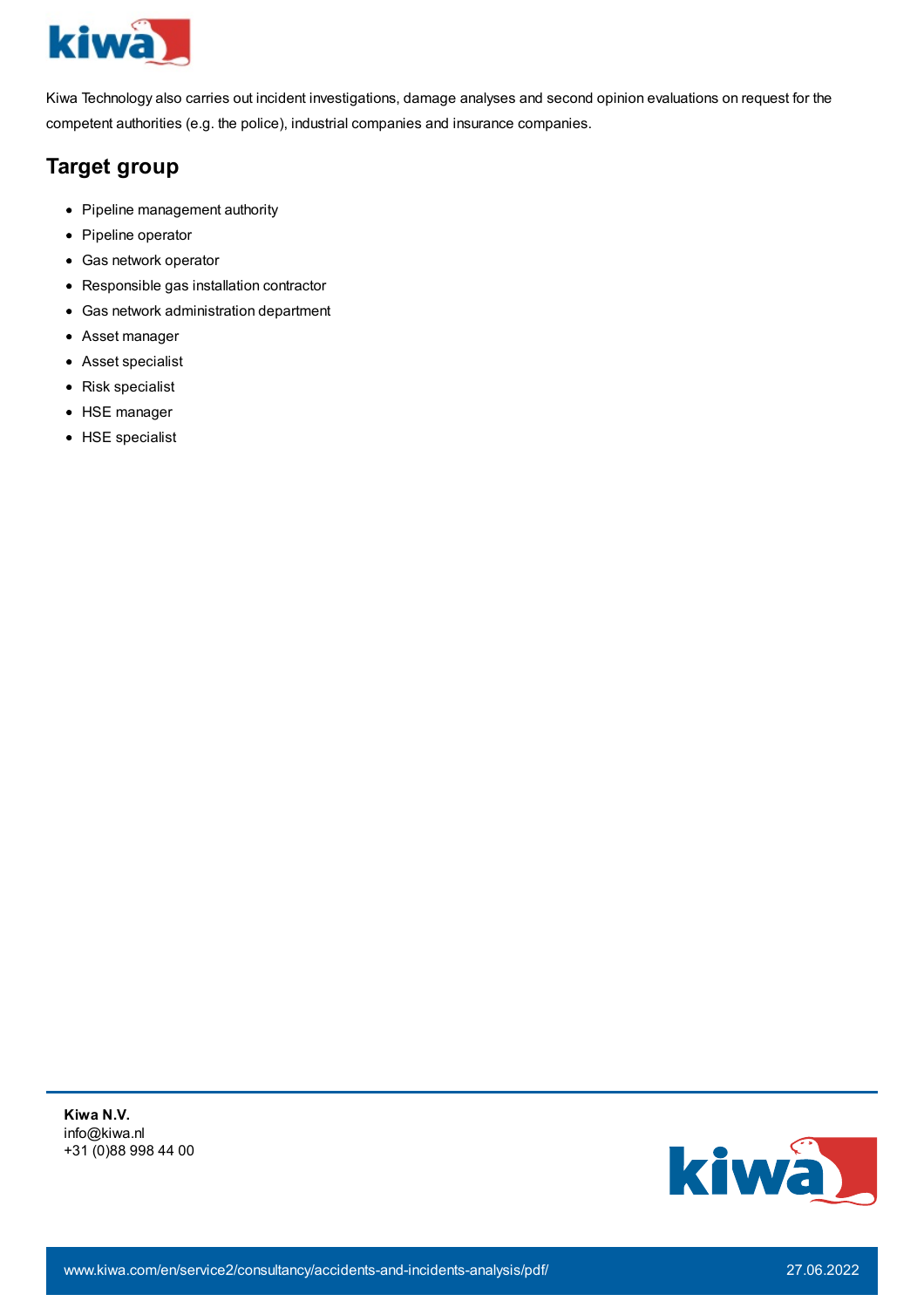Kiwa Technology also carries out incident investigations, damage analyses and second opinion evaluations on request for the competent authorities (e.g. the police), industrial companies and insurance companies.

## Target group

- Pipeline management authority
- Pipeline operator
- Gas network operator
- Responsible gas installation contractor
- Gas network administration department
- Asset manager
- Asset specialist
- Risk specialist
- HSE manager
- HSE specialist

**Kiwa N.V.**
info@kiwa.nl
+31 (0)88 998 44 00